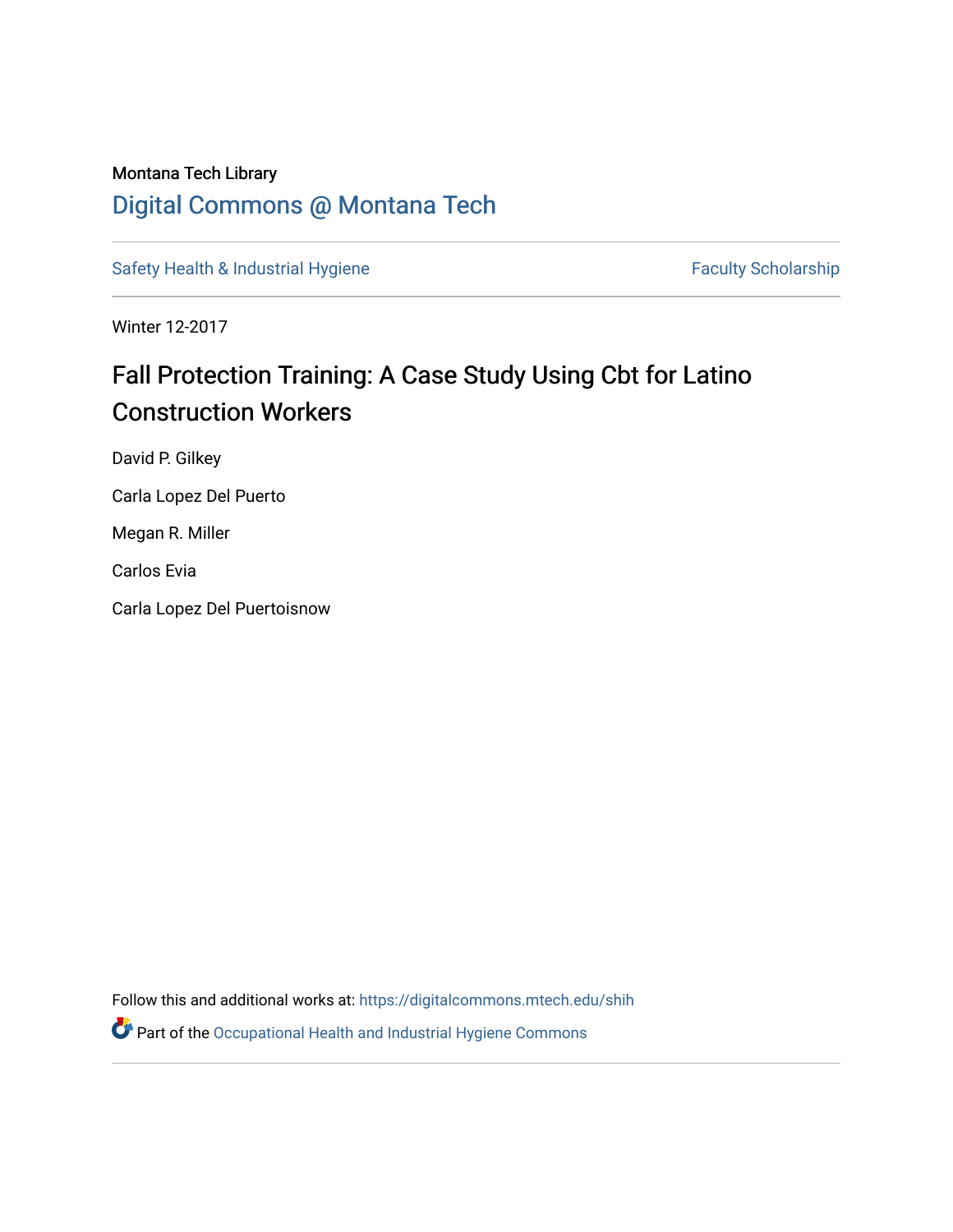Montana Tech Library

## Digital Commons @ Montana Tech

Safety Health & Industrial Hygiene | Faculty Scholarship

Winter 12-2017

# Fall Protection Training: A Case Study Using Cbt for Latino Construction Workers

David P. Gilkey

Carla Lopez Del Puerto

Megan R. Miller

Carlos Evia

Carla Lopez Del Puertoisnow

Follow this and additional works at: https://digitalcommons.mtech.edu/shih

Part of the Occupational Health and Industrial Hygiene Commons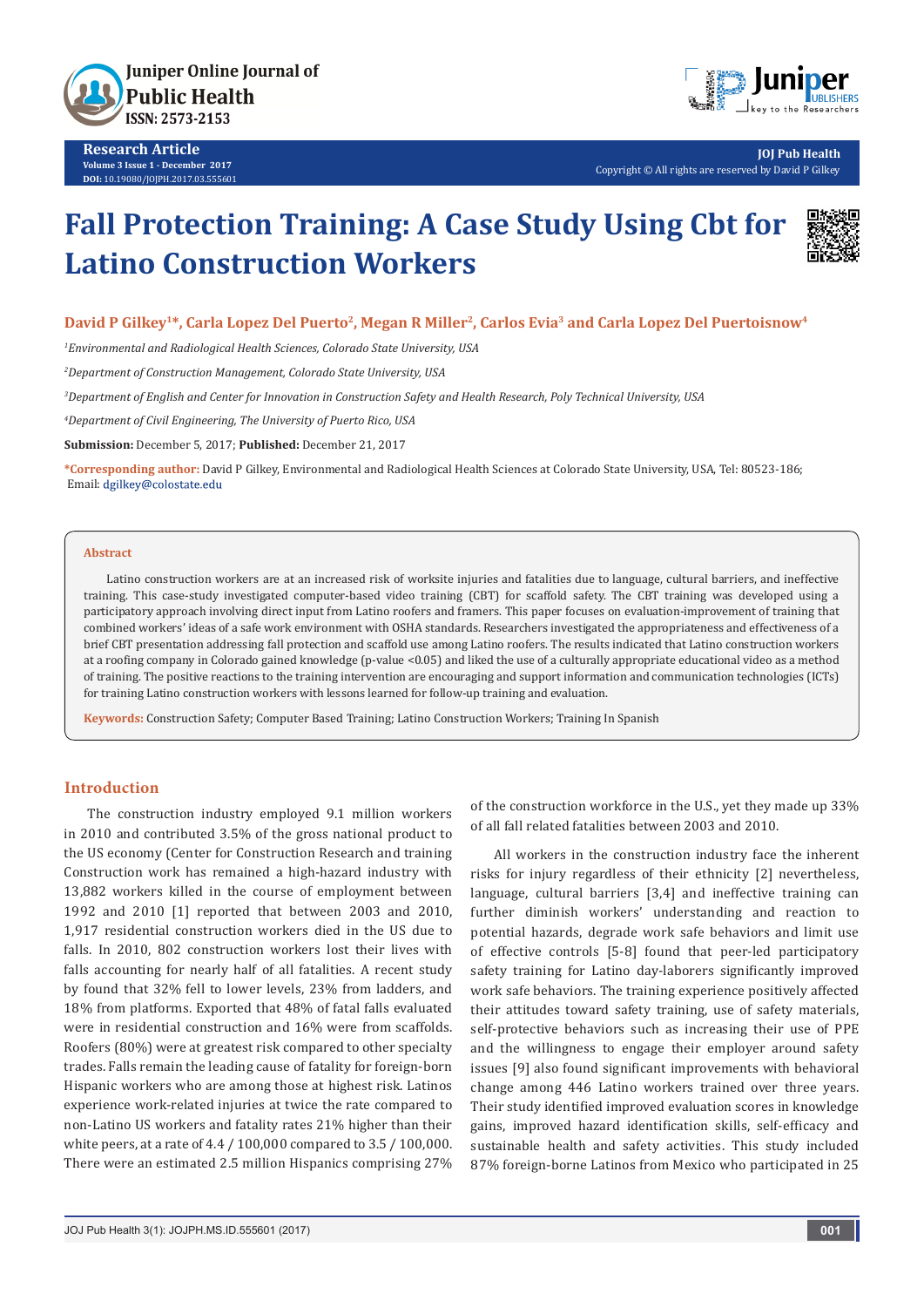# Fall Protection Training: A Case Study Using Cbt for Latino Construction Workers

**David P Gilkey[1]*, Carla Lopez Del Puerto[2], Megan R Miller[2], Carlos Evia[3] and Carla Lopez Del Puertoisnow[4]**

[1]*Environmental and Radiological Health Sciences, Colorado State University, USA*

[2]*Department of Construction Management, Colorado State University, USA*

[3]*Department of English and Center for Innovation in Construction Safety and Health Research, Poly Technical University, USA*

[4]*Department of Civil Engineering, The University of Puerto Rico, USA*

**Submission:** December 5, 2017; **Published:** December 21, 2017

***Corresponding author:** David P Gilkey, Environmental and Radiological Health Sciences at Colorado State University, USA, Tel: 80523-186; Email: dgilkey@colostate.edu

## Abstract

Latino construction workers are at an increased risk of worksite injuries and fatalities due to language, cultural barriers, and ineffective training. This case-study investigated computer-based video training (CBT) for scaffold safety. The CBT training was developed using a participatory approach involving direct input from Latino roofers and framers. This paper focuses on evaluation-improvement of training that combined workers' ideas of a safe work environment with OSHA standards. Researchers investigated the appropriateness and effectiveness of a brief CBT presentation addressing fall protection and scaffold use among Latino roofers. The results indicated that Latino construction workers at a roofing company in Colorado gained knowledge (p-value <0.05) and liked the use of a culturally appropriate educational video as a method of training. The positive reactions to the training intervention are encouraging and support information and communication technologies (ICTs) for training Latino construction workers with lessons learned for follow-up training and evaluation.

**Keywords:** Construction Safety; Computer Based Training; Latino Construction Workers; Training In Spanish

## Introduction

The construction industry employed 9.1 million workers in 2010 and contributed 3.5% of the gross national product to the US economy (Center for Construction Research and training Construction work has remained a high-hazard industry with 13,882 workers killed in the course of employment between 1992 and 2010 [1] reported that between 2003 and 2010, 1,917 residential construction workers died in the US due to falls. In 2010, 802 construction workers lost their lives with falls accounting for nearly half of all fatalities. A recent study by found that 32% fell to lower levels, 23% from ladders, and 18% from platforms. Exported that 48% of fatal falls evaluated were in residential construction and 16% were from scaffolds. Roofers (80%) were at greatest risk compared to other specialty trades. Falls remain the leading cause of fatality for foreign-born Hispanic workers who are among those at highest risk. Latinos experience work-related injuries at twice the rate compared to non-Latino US workers and fatality rates 21% higher than their white peers, at a rate of 4.4 / 100,000 compared to 3.5 / 100,000. There were an estimated 2.5 million Hispanics comprising 27% of the construction workforce in the U.S., yet they made up 33% of all fall related fatalities between 2003 and 2010.

All workers in the construction industry face the inherent risks for injury regardless of their ethnicity [2] nevertheless, language, cultural barriers [3,4] and ineffective training can further diminish workers' understanding and reaction to potential hazards, degrade work safe behaviors and limit use of effective controls [5-8] found that peer-led participatory safety training for Latino day-laborers significantly improved work safe behaviors. The training experience positively affected their attitudes toward safety training, use of safety materials, self-protective behaviors such as increasing their use of PPE and the willingness to engage their employer around safety issues [9] also found significant improvements with behavioral change among 446 Latino workers trained over three years. Their study identified improved evaluation scores in knowledge gains, improved hazard identification skills, self-efficacy and sustainable health and safety activities. This study included 87% foreign-borne Latinos from Mexico who participated in 25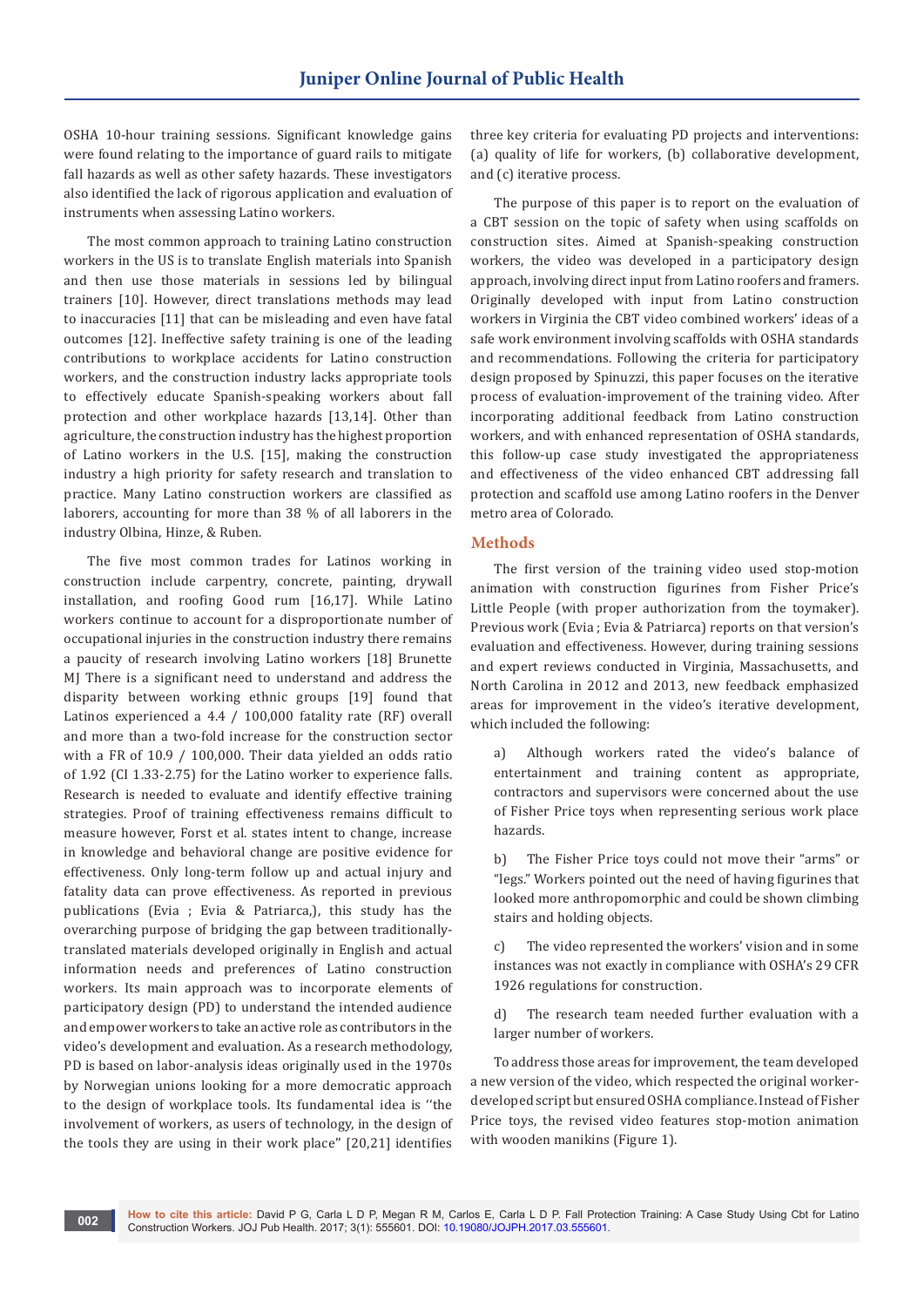OSHA 10-hour training sessions. Significant knowledge gains were found relating to the importance of guard rails to mitigate fall hazards as well as other safety hazards. These investigators also identified the lack of rigorous application and evaluation of instruments when assessing Latino workers.

The most common approach to training Latino construction workers in the US is to translate English materials into Spanish and then use those materials in sessions led by bilingual trainers [10]. However, direct translations methods may lead to inaccuracies [11] that can be misleading and even have fatal outcomes [12]. Ineffective safety training is one of the leading contributions to workplace accidents for Latino construction workers, and the construction industry lacks appropriate tools to effectively educate Spanish-speaking workers about fall protection and other workplace hazards [13,14]. Other than agriculture, the construction industry has the highest proportion of Latino workers in the U.S. [15], making the construction industry a high priority for safety research and translation to practice. Many Latino construction workers are classified as laborers, accounting for more than 38 % of all laborers in the industry Olbina, Hinze, & Ruben.

The five most common trades for Latinos working in construction include carpentry, concrete, painting, drywall installation, and roofing Good rum [16,17]. While Latino workers continue to account for a disproportionate number of occupational injuries in the construction industry there remains a paucity of research involving Latino workers [18] Brunette MJ There is a significant need to understand and address the disparity between working ethnic groups [19] found that Latinos experienced a 4.4 / 100,000 fatality rate (RF) overall and more than a two-fold increase for the construction sector with a FR of 10.9 / 100,000. Their data yielded an odds ratio of 1.92 (CI 1.33-2.75) for the Latino worker to experience falls. Research is needed to evaluate and identify effective training strategies. Proof of training effectiveness remains difficult to measure however, Forst et al. states intent to change, increase in knowledge and behavioral change are positive evidence for effectiveness. Only long-term follow up and actual injury and fatality data can prove effectiveness. As reported in previous publications (Evia ; Evia & Patriarca,), this study has the overarching purpose of bridging the gap between traditionally-translated materials developed originally in English and actual information needs and preferences of Latino construction workers. Its main approach was to incorporate elements of participatory design (PD) to understand the intended audience and empower workers to take an active role as contributors in the video's development and evaluation. As a research methodology, PD is based on labor-analysis ideas originally used in the 1970s by Norwegian unions looking for a more democratic approach to the design of workplace tools. Its fundamental idea is ''the involvement of workers, as users of technology, in the design of the tools they are using in their work place" [20,21] identifies three key criteria for evaluating PD projects and interventions: (a) quality of life for workers, (b) collaborative development, and (c) iterative process.

The purpose of this paper is to report on the evaluation of a CBT session on the topic of safety when using scaffolds on construction sites. Aimed at Spanish-speaking construction workers, the video was developed in a participatory design approach, involving direct input from Latino roofers and framers. Originally developed with input from Latino construction workers in Virginia the CBT video combined workers' ideas of a safe work environment involving scaffolds with OSHA standards and recommendations. Following the criteria for participatory design proposed by Spinuzzi, this paper focuses on the iterative process of evaluation-improvement of the training video. After incorporating additional feedback from Latino construction workers, and with enhanced representation of OSHA standards, this follow-up case study investigated the appropriateness and effectiveness of the video enhanced CBT addressing fall protection and scaffold use among Latino roofers in the Denver metro area of Colorado.

## Methods

The first version of the training video used stop-motion animation with construction figurines from Fisher Price's Little People (with proper authorization from the toymaker). Previous work (Evia ; Evia & Patriarca) reports on that version's evaluation and effectiveness. However, during training sessions and expert reviews conducted in Virginia, Massachusetts, and North Carolina in 2012 and 2013, new feedback emphasized areas for improvement in the video's iterative development, which included the following:

a) Although workers rated the video's balance of entertainment and training content as appropriate, contractors and supervisors were concerned about the use of Fisher Price toys when representing serious work place hazards.

b) The Fisher Price toys could not move their "arms" or "legs." Workers pointed out the need of having figurines that looked more anthropomorphic and could be shown climbing stairs and holding objects.

c) The video represented the workers' vision and in some instances was not exactly in compliance with OSHA's 29 CFR 1926 regulations for construction.

d) The research team needed further evaluation with a larger number of workers.

To address those areas for improvement, the team developed a new version of the video, which respected the original worker-developed script but ensured OSHA compliance. Instead of Fisher Price toys, the revised video features stop-motion animation with wooden manikins (Figure 1).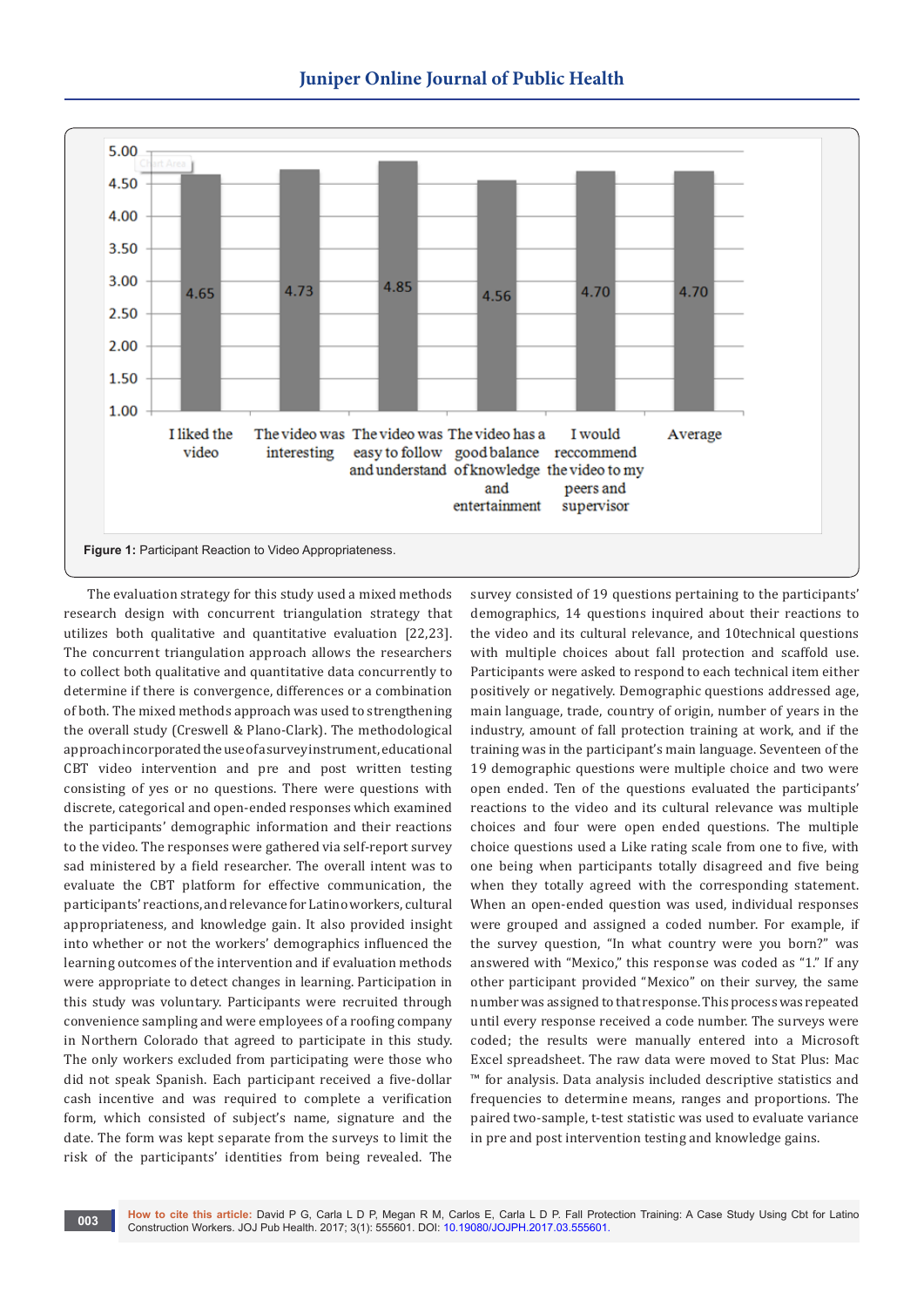Figure 1: Participant Reaction to Video Appropriateness.

The evaluation strategy for this study used a mixed methods research design with concurrent triangulation strategy that utilizes both qualitative and quantitative evaluation [22,23]. The concurrent triangulation approach allows the researchers to collect both qualitative and quantitative data concurrently to determine if there is convergence, differences or a combination of both. The mixed methods approach was used to strengthening the overall study (Creswell & Plano-Clark). The methodological approach incorporated the use of a survey instrument, educational CBT video intervention and pre and post written testing consisting of yes or no questions. There were questions with discrete, categorical and open-ended responses which examined the participants' demographic information and their reactions to the video. The responses were gathered via self-report survey sad ministered by a field researcher. The overall intent was to evaluate the CBT platform for effective communication, the participants' reactions, and relevance for Latino workers, cultural appropriateness, and knowledge gain. It also provided insight into whether or not the workers' demographics influenced the learning outcomes of the intervention and if evaluation methods were appropriate to detect changes in learning. Participation in this study was voluntary. Participants were recruited through convenience sampling and were employees of a roofing company in Northern Colorado that agreed to participate in this study. The only workers excluded from participating were those who did not speak Spanish. Each participant received a five-dollar cash incentive and was required to complete a verification form, which consisted of subject's name, signature and the date. The form was kept separate from the surveys to limit the risk of the participants' identities from being revealed. The survey consisted of 19 questions pertaining to the participants' demographics, 14 questions inquired about their reactions to the video and its cultural relevance, and 10technical questions with multiple choices about fall protection and scaffold use. Participants were asked to respond to each technical item either positively or negatively. Demographic questions addressed age, main language, trade, country of origin, number of years in the industry, amount of fall protection training at work, and if the training was in the participant's main language. Seventeen of the 19 demographic questions were multiple choice and two were open ended. Ten of the questions evaluated the participants' reactions to the video and its cultural relevance was multiple choices and four were open ended questions. The multiple choice questions used a Like rating scale from one to five, with one being when participants totally disagreed and five being when they totally agreed with the corresponding statement. When an open-ended question was used, individual responses were grouped and assigned a coded number. For example, if the survey question, "In what country were you born?" was answered with "Mexico," this response was coded as "1." If any other participant provided "Mexico" on their survey, the same number was assigned to that response. This process was repeated until every response received a code number. The surveys were coded; the results were manually entered into a Microsoft Excel spreadsheet. The raw data were moved to Stat Plus: Mac ™ for analysis. Data analysis included descriptive statistics and frequencies to determine means, ranges and proportions. The paired two-sample, t-test statistic was used to evaluate variance in pre and post intervention testing and knowledge gains.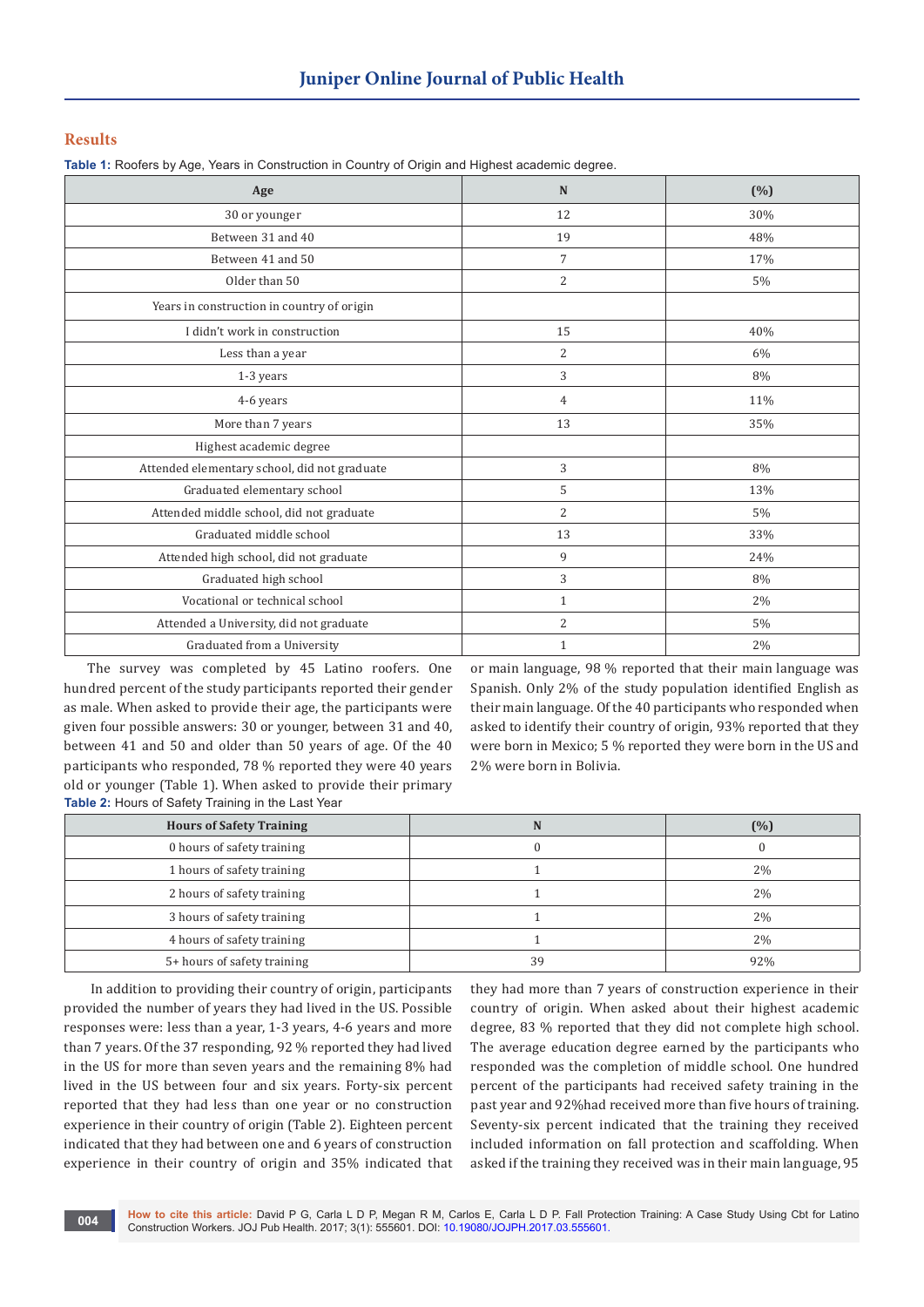## Results

**Table 1:** Roofers by Age, Years in Construction in Country of Origin and Highest academic degree.

| Age | N | (%) |
|---|---|---|
| 30 or younger | 12 | 30% |
| Between 31 and 40 | 19 | 48% |
| Between 41 and 50 | 7 | 17% |
| Older than 50 | 2 | 5% |
| Years in construction in country of origin | | |
| I didn't work in construction | 15 | 40% |
| Less than a year | 2 | 6% |
| 1-3 years | 3 | 8% |
| 4-6 years | 4 | 11% |
| More than 7 years | 13 | 35% |
| Highest academic degree | | |
| Attended elementary school, did not graduate | 3 | 8% |
| Graduated elementary school | 5 | 13% |
| Attended middle school, did not graduate | 2 | 5% |
| Graduated middle school | 13 | 33% |
| Attended high school, did not graduate | 9 | 24% |
| Graduated high school | 3 | 8% |
| Vocational or technical school | 1 | 2% |
| Attended a University, did not graduate | 2 | 5% |
| Graduated from a University | 1 | 2% |

The survey was completed by 45 Latino roofers. One hundred percent of the study participants reported their gender as male. When asked to provide their age, the participants were given four possible answers: 30 or younger, between 31 and 40, between 41 and 50 and older than 50 years of age. Of the 40 participants who responded, 78 % reported they were 40 years old or younger (Table 1). When asked to provide their primary or main language, 98 % reported that their main language was Spanish. Only 2% of the study population identified English as their main language. Of the 40 participants who responded when asked to identify their country of origin, 93% reported that they were born in Mexico; 5 % reported they were born in the US and 2% were born in Bolivia.

**Table 2:** Hours of Safety Training in the Last Year

| Hours of Safety Training | N | (%) |
|---|---|---|
| 0 hours of safety training | 0 | 0 |
| 1 hours of safety training | 1 | 2% |
| 2 hours of safety training | 1 | 2% |
| 3 hours of safety training | 1 | 2% |
| 4 hours of safety training | 1 | 2% |
| 5+ hours of safety training | 39 | 92% |

In addition to providing their country of origin, participants provided the number of years they had lived in the US. Possible responses were: less than a year, 1-3 years, 4-6 years and more than 7 years. Of the 37 responding, 92 % reported they had lived in the US for more than seven years and the remaining 8% had lived in the US between four and six years. Forty-six percent reported that they had less than one year or no construction experience in their country of origin (Table 2). Eighteen percent indicated that they had between one and 6 years of construction experience in their country of origin and 35% indicated that they had more than 7 years of construction experience in their country of origin. When asked about their highest academic degree, 83 % reported that they did not complete high school. The average education degree earned by the participants who responded was the completion of middle school. One hundred percent of the participants had received safety training in the past year and 92%had received more than five hours of training. Seventy-six percent indicated that the training they received included information on fall protection and scaffolding. When asked if the training they received was in their main language, 95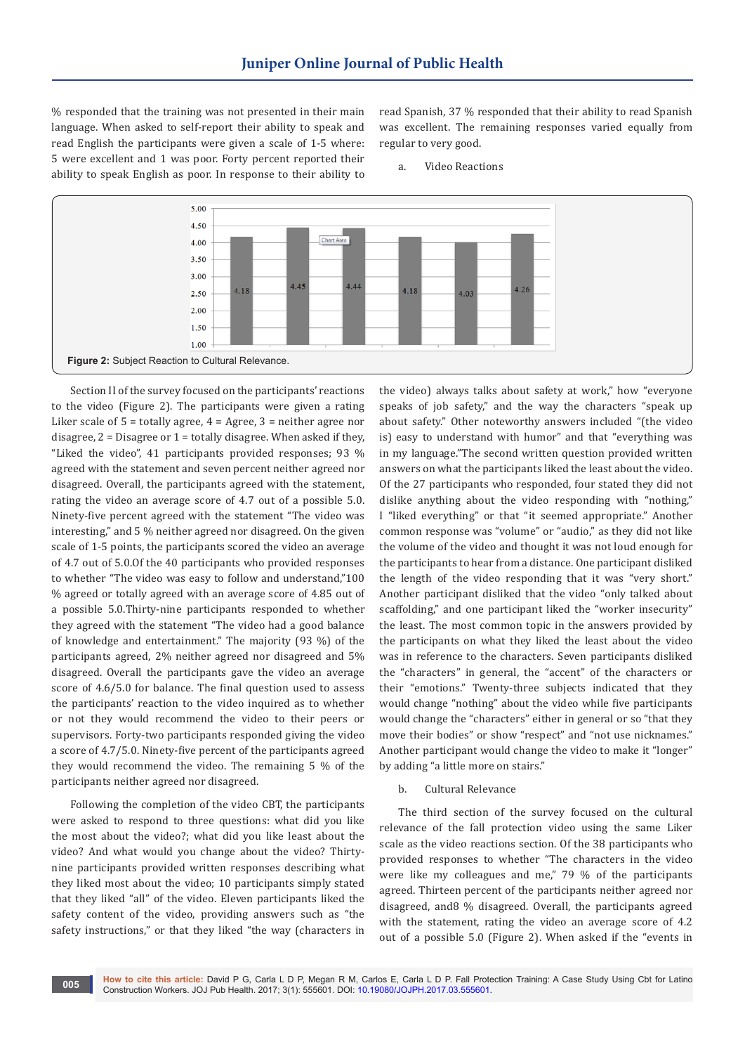% responded that the training was not presented in their main language. When asked to self-report their ability to speak and read English the participants were given a scale of 1-5 where: 5 were excellent and 1 was poor. Forty percent reported their ability to speak English as poor. In response to their ability to read Spanish, 37 % responded that their ability to read Spanish was excellent. The remaining responses varied equally from regular to very good.

a. Video Reactions

**Figure 2:** Subject Reaction to Cultural Relevance.

Section II of the survey focused on the participants' reactions to the video (Figure 2). The participants were given a rating Liker scale of 5 = totally agree, 4 = Agree, 3 = neither agree nor disagree, 2 = Disagree or 1 = totally disagree. When asked if they, "Liked the video", 41 participants provided responses; 93 % agreed with the statement and seven percent neither agreed nor disagreed. Overall, the participants agreed with the statement, rating the video an average score of 4.7 out of a possible 5.0. Ninety-five percent agreed with the statement "The video was interesting," and 5 % neither agreed nor disagreed. On the given scale of 1-5 points, the participants scored the video an average of 4.7 out of 5.0.Of the 40 participants who provided responses to whether "The video was easy to follow and understand,"100 % agreed or totally agreed with an average score of 4.85 out of a possible 5.0.Thirty-nine participants responded to whether they agreed with the statement "The video had a good balance of knowledge and entertainment." The majority (93 %) of the participants agreed, 2% neither agreed nor disagreed and 5% disagreed. Overall the participants gave the video an average score of 4.6/5.0 for balance. The final question used to assess the participants' reaction to the video inquired as to whether or not they would recommend the video to their peers or supervisors. Forty-two participants responded giving the video a score of 4.7/5.0. Ninety-five percent of the participants agreed they would recommend the video. The remaining 5 % of the participants neither agreed nor disagreed.

Following the completion of the video CBT, the participants were asked to respond to three questions: what did you like the most about the video?; what did you like least about the video? And what would you change about the video? Thirty-nine participants provided written responses describing what they liked most about the video; 10 participants simply stated that they liked "all" of the video. Eleven participants liked the safety content of the video, providing answers such as "the safety instructions," or that they liked "the way (characters in the video) always talks about safety at work," how "everyone speaks of job safety," and the way the characters "speak up about safety." Other noteworthy answers included "(the video is) easy to understand with humor" and that "everything was in my language."The second written question provided written answers on what the participants liked the least about the video. Of the 27 participants who responded, four stated they did not dislike anything about the video responding with "nothing," I "liked everything" or that "it seemed appropriate." Another common response was "volume" or "audio," as they did not like the volume of the video and thought it was not loud enough for the participants to hear from a distance. One participant disliked the length of the video responding that it was "very short." Another participant disliked that the video "only talked about scaffolding," and one participant liked the "worker insecurity" the least. The most common topic in the answers provided by the participants on what they liked the least about the video was in reference to the characters. Seven participants disliked the "characters" in general, the "accent" of the characters or their "emotions." Twenty-three subjects indicated that they would change "nothing" about the video while five participants would change the "characters" either in general or so "that they move their bodies" or show "respect" and "not use nicknames." Another participant would change the video to make it "longer" by adding "a little more on stairs."

b. Cultural Relevance

The third section of the survey focused on the cultural relevance of the fall protection video using the same Liker scale as the video reactions section. Of the 38 participants who provided responses to whether "The characters in the video were like my colleagues and me," 79 % of the participants agreed. Thirteen percent of the participants neither agreed nor disagreed, and8 % disagreed. Overall, the participants agreed with the statement, rating the video an average score of 4.2 out of a possible 5.0 (Figure 2). When asked if the "events in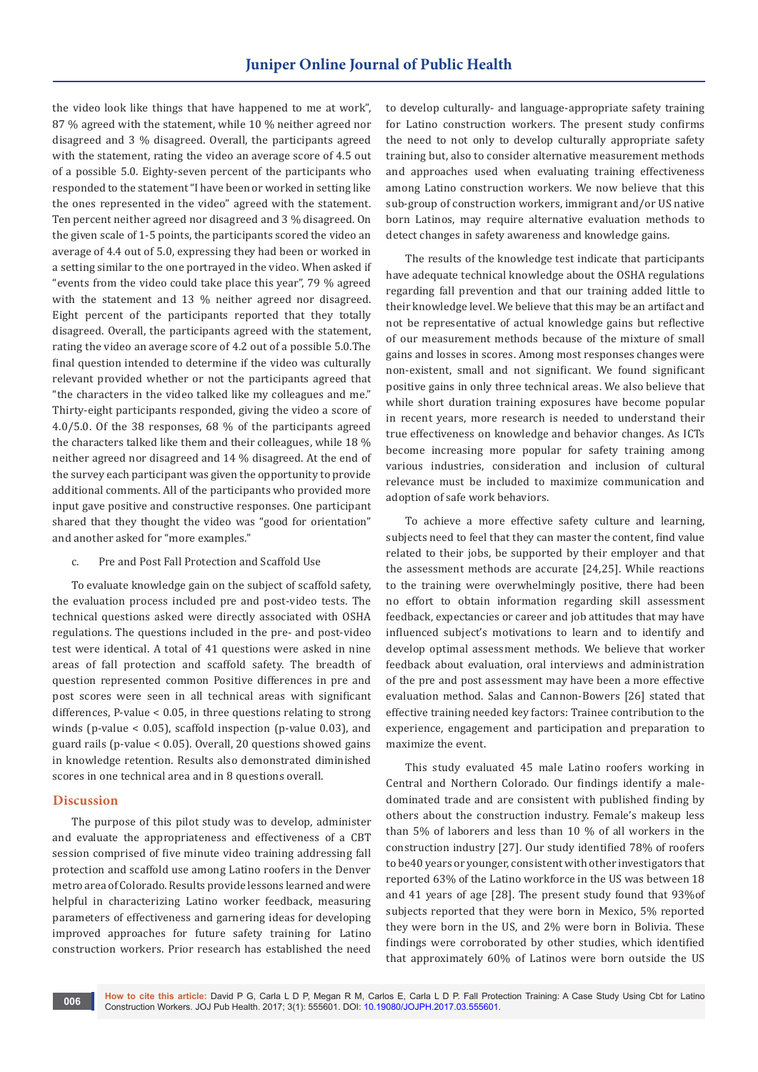the video look like things that have happened to me at work", 87 % agreed with the statement, while 10 % neither agreed nor disagreed and 3 % disagreed. Overall, the participants agreed with the statement, rating the video an average score of 4.5 out of a possible 5.0. Eighty-seven percent of the participants who responded to the statement "I have been or worked in setting like the ones represented in the video" agreed with the statement. Ten percent neither agreed nor disagreed and 3 % disagreed. On the given scale of 1-5 points, the participants scored the video an average of 4.4 out of 5.0, expressing they had been or worked in a setting similar to the one portrayed in the video. When asked if "events from the video could take place this year", 79 % agreed with the statement and 13 % neither agreed nor disagreed. Eight percent of the participants reported that they totally disagreed. Overall, the participants agreed with the statement, rating the video an average score of 4.2 out of a possible 5.0.The final question intended to determine if the video was culturally relevant provided whether or not the participants agreed that "the characters in the video talked like my colleagues and me." Thirty-eight participants responded, giving the video a score of 4.0/5.0. Of the 38 responses, 68 % of the participants agreed the characters talked like them and their colleagues, while 18 % neither agreed nor disagreed and 14 % disagreed. At the end of the survey each participant was given the opportunity to provide additional comments. All of the participants who provided more input gave positive and constructive responses. One participant shared that they thought the video was "good for orientation" and another asked for "more examples."

c. Pre and Post Fall Protection and Scaffold Use

To evaluate knowledge gain on the subject of scaffold safety, the evaluation process included pre and post-video tests. The technical questions asked were directly associated with OSHA regulations. The questions included in the pre- and post-video test were identical. A total of 41 questions were asked in nine areas of fall protection and scaffold safety. The breadth of question represented common Positive differences in pre and post scores were seen in all technical areas with significant differences, P-value < 0.05, in three questions relating to strong winds (p-value < 0.05), scaffold inspection (p-value 0.03), and guard rails (p-value < 0.05). Overall, 20 questions showed gains in knowledge retention. Results also demonstrated diminished scores in one technical area and in 8 questions overall.

## Discussion

The purpose of this pilot study was to develop, administer and evaluate the appropriateness and effectiveness of a CBT session comprised of five minute video training addressing fall protection and scaffold use among Latino roofers in the Denver metro area of Colorado. Results provide lessons learned and were helpful in characterizing Latino worker feedback, measuring parameters of effectiveness and garnering ideas for developing improved approaches for future safety training for Latino construction workers. Prior research has established the need to develop culturally- and language-appropriate safety training for Latino construction workers. The present study confirms the need to not only to develop culturally appropriate safety training but, also to consider alternative measurement methods and approaches used when evaluating training effectiveness among Latino construction workers. We now believe that this sub-group of construction workers, immigrant and/or US native born Latinos, may require alternative evaluation methods to detect changes in safety awareness and knowledge gains.

The results of the knowledge test indicate that participants have adequate technical knowledge about the OSHA regulations regarding fall prevention and that our training added little to their knowledge level. We believe that this may be an artifact and not be representative of actual knowledge gains but reflective of our measurement methods because of the mixture of small gains and losses in scores. Among most responses changes were non-existent, small and not significant. We found significant positive gains in only three technical areas. We also believe that while short duration training exposures have become popular in recent years, more research is needed to understand their true effectiveness on knowledge and behavior changes. As ICTs become increasing more popular for safety training among various industries, consideration and inclusion of cultural relevance must be included to maximize communication and adoption of safe work behaviors.

To achieve a more effective safety culture and learning, subjects need to feel that they can master the content, find value related to their jobs, be supported by their employer and that the assessment methods are accurate [24,25]. While reactions to the training were overwhelmingly positive, there had been no effort to obtain information regarding skill assessment feedback, expectancies or career and job attitudes that may have influenced subject's motivations to learn and to identify and develop optimal assessment methods. We believe that worker feedback about evaluation, oral interviews and administration of the pre and post assessment may have been a more effective evaluation method. Salas and Cannon-Bowers [26] stated that effective training needed key factors: Trainee contribution to the experience, engagement and participation and preparation to maximize the event.

This study evaluated 45 male Latino roofers working in Central and Northern Colorado. Our findings identify a male-dominated trade and are consistent with published finding by others about the construction industry. Female's makeup less than 5% of laborers and less than 10 % of all workers in the construction industry [27]. Our study identified 78% of roofers to be40 years or younger, consistent with other investigators that reported 63% of the Latino workforce in the US was between 18 and 41 years of age [28]. The present study found that 93%of subjects reported that they were born in Mexico, 5% reported they were born in the US, and 2% were born in Bolivia. These findings were corroborated by other studies, which identified that approximately 60% of Latinos were born outside the US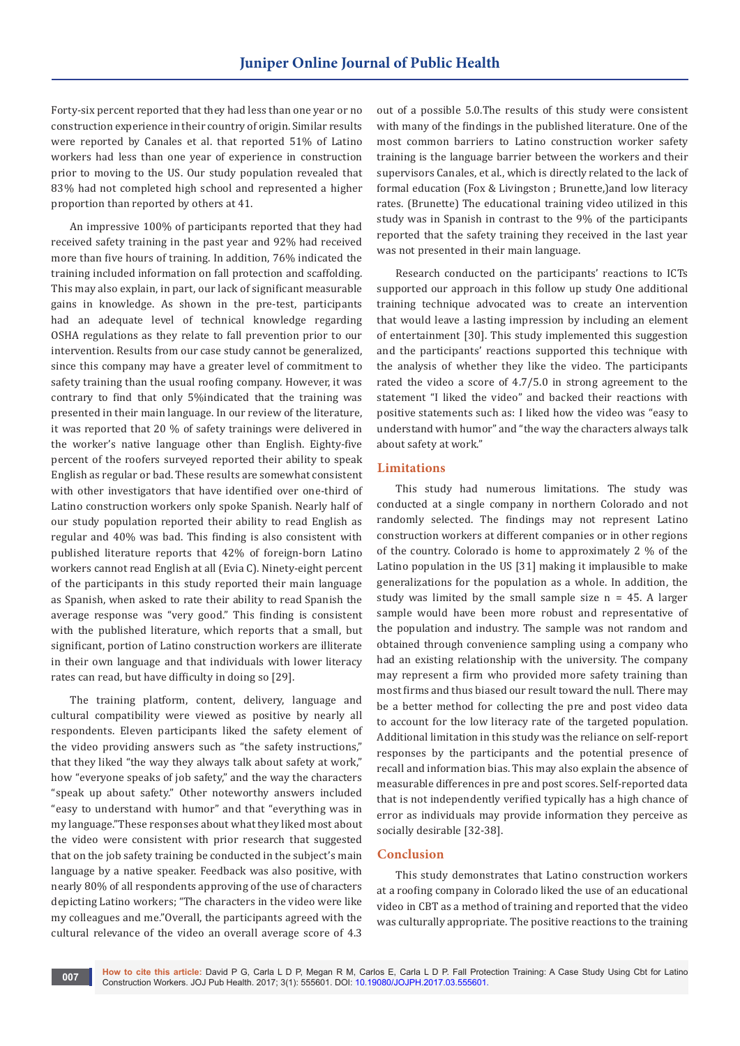Forty-six percent reported that they had less than one year or no construction experience in their country of origin. Similar results were reported by Canales et al. that reported 51% of Latino workers had less than one year of experience in construction prior to moving to the US. Our study population revealed that 83% had not completed high school and represented a higher proportion than reported by others at 41.

An impressive 100% of participants reported that they had received safety training in the past year and 92% had received more than five hours of training. In addition, 76% indicated the training included information on fall protection and scaffolding. This may also explain, in part, our lack of significant measurable gains in knowledge. As shown in the pre-test, participants had an adequate level of technical knowledge regarding OSHA regulations as they relate to fall prevention prior to our intervention. Results from our case study cannot be generalized, since this company may have a greater level of commitment to safety training than the usual roofing company. However, it was contrary to find that only 5%indicated that the training was presented in their main language. In our review of the literature, it was reported that 20 % of safety trainings were delivered in the worker's native language other than English. Eighty-five percent of the roofers surveyed reported their ability to speak English as regular or bad. These results are somewhat consistent with other investigators that have identified over one-third of Latino construction workers only spoke Spanish. Nearly half of our study population reported their ability to read English as regular and 40% was bad. This finding is also consistent with published literature reports that 42% of foreign-born Latino workers cannot read English at all (Evia C). Ninety-eight percent of the participants in this study reported their main language as Spanish, when asked to rate their ability to read Spanish the average response was "very good." This finding is consistent with the published literature, which reports that a small, but significant, portion of Latino construction workers are illiterate in their own language and that individuals with lower literacy rates can read, but have difficulty in doing so [29].

The training platform, content, delivery, language and cultural compatibility were viewed as positive by nearly all respondents. Eleven participants liked the safety element of the video providing answers such as "the safety instructions," that they liked "the way they always talk about safety at work," how "everyone speaks of job safety," and the way the characters "speak up about safety." Other noteworthy answers included "easy to understand with humor" and that "everything was in my language."These responses about what they liked most about the video were consistent with prior research that suggested that on the job safety training be conducted in the subject's main language by a native speaker. Feedback was also positive, with nearly 80% of all respondents approving of the use of characters depicting Latino workers; "The characters in the video were like my colleagues and me."Overall, the participants agreed with the cultural relevance of the video an overall average score of 4.3 out of a possible 5.0.The results of this study were consistent with many of the findings in the published literature. One of the most common barriers to Latino construction worker safety training is the language barrier between the workers and their supervisors Canales, et al., which is directly related to the lack of formal education (Fox & Livingston ; Brunette,)and low literacy rates. (Brunette) The educational training video utilized in this study was in Spanish in contrast to the 9% of the participants reported that the safety training they received in the last year was not presented in their main language.

Research conducted on the participants' reactions to ICTs supported our approach in this follow up study One additional training technique advocated was to create an intervention that would leave a lasting impression by including an element of entertainment [30]. This study implemented this suggestion and the participants' reactions supported this technique with the analysis of whether they like the video. The participants rated the video a score of 4.7/5.0 in strong agreement to the statement "I liked the video" and backed their reactions with positive statements such as: I liked how the video was "easy to understand with humor" and "the way the characters always talk about safety at work."

## Limitations

This study had numerous limitations. The study was conducted at a single company in northern Colorado and not randomly selected. The findings may not represent Latino construction workers at different companies or in other regions of the country. Colorado is home to approximately 2 % of the Latino population in the US [31] making it implausible to make generalizations for the population as a whole. In addition, the study was limited by the small sample size n = 45. A larger sample would have been more robust and representative of the population and industry. The sample was not random and obtained through convenience sampling using a company who had an existing relationship with the university. The company may represent a firm who provided more safety training than most firms and thus biased our result toward the null. There may be a better method for collecting the pre and post video data to account for the low literacy rate of the targeted population. Additional limitation in this study was the reliance on self-report responses by the participants and the potential presence of recall and information bias. This may also explain the absence of measurable differences in pre and post scores. Self-reported data that is not independently verified typically has a high chance of error as individuals may provide information they perceive as socially desirable [32-38].

## Conclusion

This study demonstrates that Latino construction workers at a roofing company in Colorado liked the use of an educational video in CBT as a method of training and reported that the video was culturally appropriate. The positive reactions to the training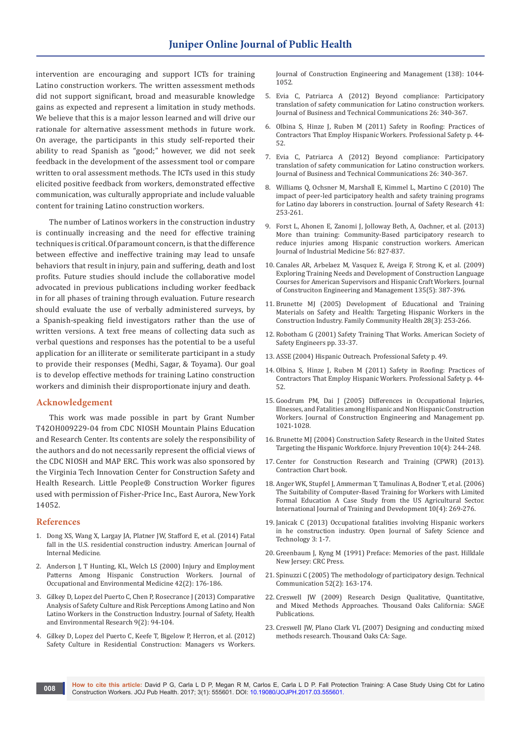intervention are encouraging and support ICTs for training Latino construction workers. The written assessment methods did not support significant, broad and measurable knowledge gains as expected and represent a limitation in study methods. We believe that this is a major lesson learned and will drive our rationale for alternative assessment methods in future work. On average, the participants in this study self-reported their ability to read Spanish as "good;" however, we did not seek feedback in the development of the assessment tool or compare written to oral assessment methods. The ICTs used in this study elicited positive feedback from workers, demonstrated effective communication, was culturally appropriate and include valuable content for training Latino construction workers.

The number of Latinos workers in the construction industry is continually increasing and the need for effective training techniques is critical. Of paramount concern, is that the difference between effective and ineffective training may lead to unsafe behaviors that result in injury, pain and suffering, death and lost profits. Future studies should include the collaborative model advocated in previous publications including worker feedback in for all phases of training through evaluation. Future research should evaluate the use of verbally administered surveys, by a Spanish-speaking field investigators rather than the use of written versions. A text free means of collecting data such as verbal questions and responses has the potential to be a useful application for an illiterate or semiliterate participant in a study to provide their responses (Medhi, Sagar, & Toyama). Our goal is to develop effective methods for training Latino construction workers and diminish their disproportionate injury and death.

## Acknowledgement

This work was made possible in part by Grant Number T42OH009229-04 from CDC NIOSH Mountain Plains Education and Research Center. Its contents are solely the responsibility of the authors and do not necessarily represent the official views of the CDC NIOSH and MAP ERC. This work was also sponsored by the Virginia Tech Innovation Center for Construction Safety and Health Research. Little People® Construction Worker figures used with permission of Fisher-Price Inc., East Aurora, New York 14052.

## References

1. Dong XS, Wang X, Largay JA, Platner JW, Stafford E, et al. (2014) Fatal fall in the U.S. residential construction industry. American Journal of Internal Medicine.
2. Anderson J, T Hunting, KL, Welch LS (2000) Injury and Employment Patterns Among Hispanic Construction Workers. Journal of Occupational and Environmental Medicine 42(2): 176-186.
3. Gilkey D, Lopez del Puerto C, Chen P, Rosecrance J (2013) Comparative Analysis of Safety Culture and Risk Perceptions Among Latino and Non Latino Workers in the Construction Industry. Journal of Safety, Health and Environmental Research 9(2): 94-104.
4. Gilkey D, Lopez del Puerto C, Keefe T, Bigelow P, Herron, et al. (2012) Safety Culture in Residential Construction: Managers vs Workers. Journal of Construction Engineering and Management (138): 1044-1052.
5. Evia C, Patriarca A (2012) Beyond compliance: Participatory translation of safety communication for Latino construction workers. Journal of Business and Technical Communications 26: 340-367.
6. Olbina S, Hinze J, Ruben M (2011) Safety in Roofing: Practices of Contractors That Employ Hispanic Workers. Professional Safety p. 44-52.
7. Evia C, Patriarca A (2012) Beyond compliance: Participatory translation of safety communication for Latino construction workers. Journal of Business and Technical Communications 26: 340-367.
8. Williams Q, Ochsner M, Marshall E, Kimmel L, Martino C (2010) The impact of peer-led participatory health and safety training programs for Latino day laborers in construction. Journal of Safety Research 41: 253-261.
9. Forst L, Ahonen E, Zanomi J, Jolloway Beth, A, Oachner, et al. (2013) More than training: Community-Based participatory research to reduce injuries among Hispanic construction workers. American Journal of Industrial Medicine 56: 827-837.
10. Canales AR, Arbelaez M, Vasquez E, Aveiga F, Strong K, et al. (2009) Exploring Training Needs and Development of Construction Language Courses for American Supervisors and Hispanic Craft Workers. Journal of Construciton Engineering and Management 135(5): 387-396.
11. Brunette MJ (2005) Development of Educational and Training Materials on Safety and Health: Targeting Hispanic Workers in the Construction Industry. Family Community Health 28(3): 253-266.
12. Robotham G (2001) Safety Training That Works. American Society of Safety Engineers pp. 33-37.
13. ASSE (2004) Hispanic Outreach. Professional Safety p. 49.
14. Olbina S, Hinze J, Ruben M (2011) Safety in Roofing: Practices of Contractors That Employ Hispanic Workers. Professional Safety p. 44-52.
15. Goodrum PM, Dai J (2005) Differences in Occupational Injuries, Illnesses, and Fatalities among Hispanic and Non Hispanic Construction Workers. Journal of Construction Engineering and Management pp. 1021-1028.
16. Brunette MJ (2004) Construction Safety Research in the United States Targeting the Hispanic Workforce. Injury Prevention 10(4): 244-248.
17. Center for Construction Research and Training (CPWR) (2013). Contraction Chart book.
18. Anger WK, Stupfel J, Ammerman T, Tamulinas A, Bodner T, et al. (2006) The Suitability of Computer-Based Training for Workers with Limited Formal Education A Case Study from the US Agricultural Sector. International Journal of Training and Development 10(4): 269-276.
19. Janicak C (2013) Occupational fatalities involving Hispanic workers in he construction industry. Open Journal of Safety Science and Technology 3: 1-7.
20. Greenbaum J, Kyng M (1991) Preface: Memories of the past. Hilldale New Jersey: CRC Press.
21. Spinuzzi C (2005) The methodology of participatory design. Technical Communication 52(2): 163-174.
22. Creswell JW (2009) Research Design Qualitative, Quantitative, and Mixed Methods Approaches. Thousand Oaks California: SAGE Publications.
23. Creswell JW, Plano Clark VL (2007) Designing and conducting mixed methods research. Thousand Oaks CA: Sage.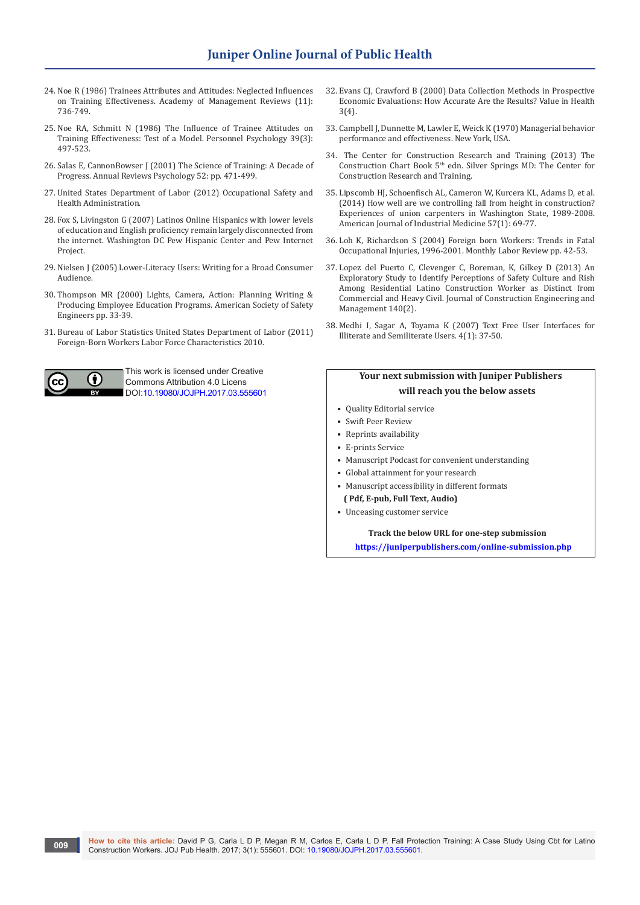24. Noe R (1986) Trainees Attributes and Attitudes: Neglected Influences on Training Effectiveness. Academy of Management Reviews (11): 736-749.

25. Noe RA, Schmitt N (1986) The Influence of Trainee Attitudes on Training Effectiveness: Test of a Model. Personnel Psychology 39(3): 497-523.

26. Salas E, CannonBowser J (2001) The Science of Training: A Decade of Progress. Annual Reviews Psychology 52: pp. 471-499.

27. United States Department of Labor (2012) Occupational Safety and Health Administration.

28. Fox S, Livingston G (2007) Latinos Online Hispanics with lower levels of education and English proficiency remain largely disconnected from the internet. Washington DC Pew Hispanic Center and Pew Internet Project.

29. Nielsen J (2005) Lower-Literacy Users: Writing for a Broad Consumer Audience.

30. Thompson MR (2000) Lights, Camera, Action: Planning Writing & Producing Employee Education Programs. American Society of Safety Engineers pp. 33-39.

31. Bureau of Labor Statistics United States Department of Labor (2011) Foreign-Born Workers Labor Force Characteristics 2010.

32. Evans CJ, Crawford B (2000) Data Collection Methods in Prospective Economic Evaluations: How Accurate Are the Results? Value in Health 3(4).

33. Campbell J, Dunnette M, Lawler E, Weick K (1970) Managerial behavior performance and effectiveness. New York, USA.

34. The Center for Construction Research and Training (2013) The Construction Chart Book 5th edn. Silver Springs MD: The Center for Construction Research and Training.

35. Lipscomb HJ, Schoenfisch AL, Cameron W, Kurcera KL, Adams D, et al. (2014) How well are we controlling fall from height in construction? Experiences of union carpenters in Washington State, 1989-2008. American Journal of Industrial Medicine 57(1): 69-77.

36. Loh K, Richardson S (2004) Foreign born Workers: Trends in Fatal Occupational Injuries, 1996-2001. Monthly Labor Review pp. 42-53.

37. Lopez del Puerto C, Clevenger C, Boreman, K, Gilkey D (2013) An Exploratory Study to Identify Perceptions of Safety Culture and Rish Among Residential Latino Construction Worker as Distinct from Commercial and Heavy Civil. Journal of Construction Engineering and Management 140(2).

38. Medhi I, Sagar A, Toyama K (2007) Text Free User Interfaces for Illiterate and Semiliterate Users. 4(1): 37-50.

This work is licensed under Creative Commons Attribution 4.0 Licens
DOI:10.19080/JOJPH.2017.03.555601

**Your next submission with Juniper Publishers will reach you the below assets**

- Quality Editorial service
- Swift Peer Review
- Reprints availability
- E-prints Service
- Manuscript Podcast for convenient understanding
- Global attainment for your research
- Manuscript accessibility in different formats
  **( Pdf, E-pub, Full Text, Audio)**
- Unceasing customer service

**Track the below URL for one-step submission**
**https://juniperpublishers.com/online-submission.php**

**How to cite this article:** David P G, Carla L D P, Megan R M, Carlos E, Carla L D P. Fall Protection Training: A Case Study Using Cbt for Latino Construction Workers. JOJ Pub Health. 2017; 3(1): 555601. DOI: 10.19080/JOJPH.2017.03.555601.